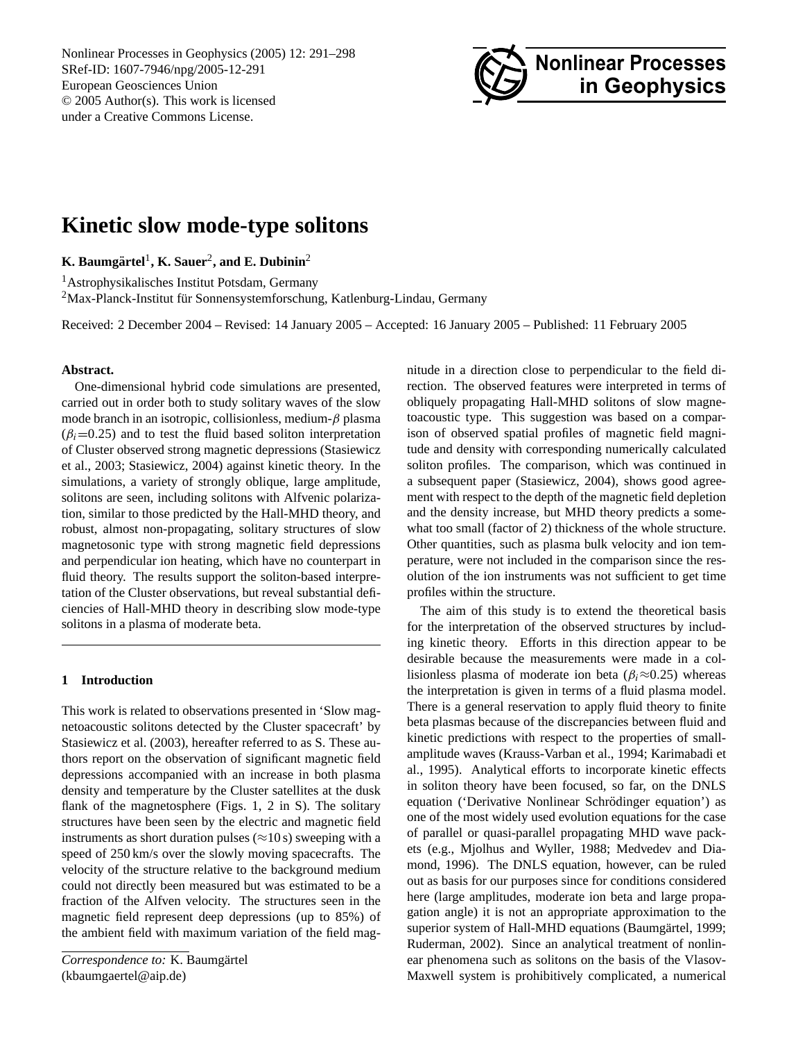# Kinetic slow mode-type solitons

**K. Baumgärtel[1], K. Sauer[2], and E. Dubinin[2]**

[1]Astrophysikalisches Institut Potsdam, Germany

[2]Max-Planck-Institut für Sonnensystemforschung, Katlenburg-Lindau, Germany

Received: 2 December 2004 – Revised: 14 January 2005 – Accepted: 16 January 2005 – Published: 11 February 2005

**Abstract.** One-dimensional hybrid code simulations are presented, carried out in order both to study solitary waves of the slow mode branch in an isotropic, collisionless, medium-$\beta$ plasma ($\beta_i$=0.25) and to test the fluid based soliton interpretation of Cluster observed strong magnetic depressions (Stasiewicz et al., 2003; Stasiewicz, 2004) against kinetic theory. In the simulations, a variety of strongly oblique, large amplitude, solitons are seen, including solitons with Alfvenic polarization, similar to those predicted by the Hall-MHD theory, and robust, almost non-propagating, solitary structures of slow magnetosonic type with strong magnetic field depressions and perpendicular ion heating, which have no counterpart in fluid theory. The results support the soliton-based interpretation of the Cluster observations, but reveal substantial deficiencies of Hall-MHD theory in describing slow mode-type solitons in a plasma of moderate beta.

## 1 Introduction

This work is related to observations presented in 'Slow magnetoacoustic solitons detected by the Cluster spacecraft' by Stasiewicz et al. (2003), hereafter referred to as S. These authors report on the observation of significant magnetic field depressions accompanied with an increase in both plasma density and temperature by the Cluster satellites at the dusk flank of the magnetosphere (Figs. 1, 2 in S). The solitary structures have been seen by the electric and magnetic field instruments as short duration pulses (≈10 s) sweeping with a speed of 250 km/s over the slowly moving spacecrafts. The velocity of the structure relative to the background medium could not directly been measured but was estimated to be a fraction of the Alfven velocity. The structures seen in the magnetic field represent deep depressions (up to 85%) of the ambient field with maximum variation of the field magnitude in a direction close to perpendicular to the field direction. The observed features were interpreted in terms of obliquely propagating Hall-MHD solitons of slow magnetoacoustic type. This suggestion was based on a comparison of observed spatial profiles of magnetic field magnitude and density with corresponding numerically calculated soliton profiles. The comparison, which was continued in a subsequent paper (Stasiewicz, 2004), shows good agreement with respect to the depth of the magnetic field depletion and the density increase, but MHD theory predicts a somewhat too small (factor of 2) thickness of the whole structure. Other quantities, such as plasma bulk velocity and ion temperature, were not included in the comparison since the resolution of the ion instruments was not sufficient to get time profiles within the structure.

The aim of this study is to extend the theoretical basis for the interpretation of the observed structures by including kinetic theory. Efforts in this direction appear to be desirable because the measurements were made in a collisionless plasma of moderate ion beta ($\beta_i$≈0.25) whereas the interpretation is given in terms of a fluid plasma model. There is a general reservation to apply fluid theory to finite beta plasmas because of the discrepancies between fluid and kinetic predictions with respect to the properties of small-amplitude waves (Krauss-Varban et al., 1994; Karimabadi et al., 1995). Analytical efforts to incorporate kinetic effects in soliton theory have been focused, so far, on the DNLS equation ('Derivative Nonlinear Schrödinger equation') as one of the most widely used evolution equations for the case of parallel or quasi-parallel propagating MHD wave packets (e.g., Mjolhus and Wyller, 1988; Medvedev and Diamond, 1996). The DNLS equation, however, can be ruled out as basis for our purposes since for conditions considered here (large amplitudes, moderate ion beta and large propagation angle) it is not an appropriate approximation to the superior system of Hall-MHD equations (Baumgärtel, 1999; Ruderman, 2002). Since an analytical treatment of nonlinear phenomena such as solitons on the basis of the Vlasov-Maxwell system is prohibitively complicated, a numerical

*Correspondence to:* K. Baumgärtel
(kbaumgaertel@aip.de)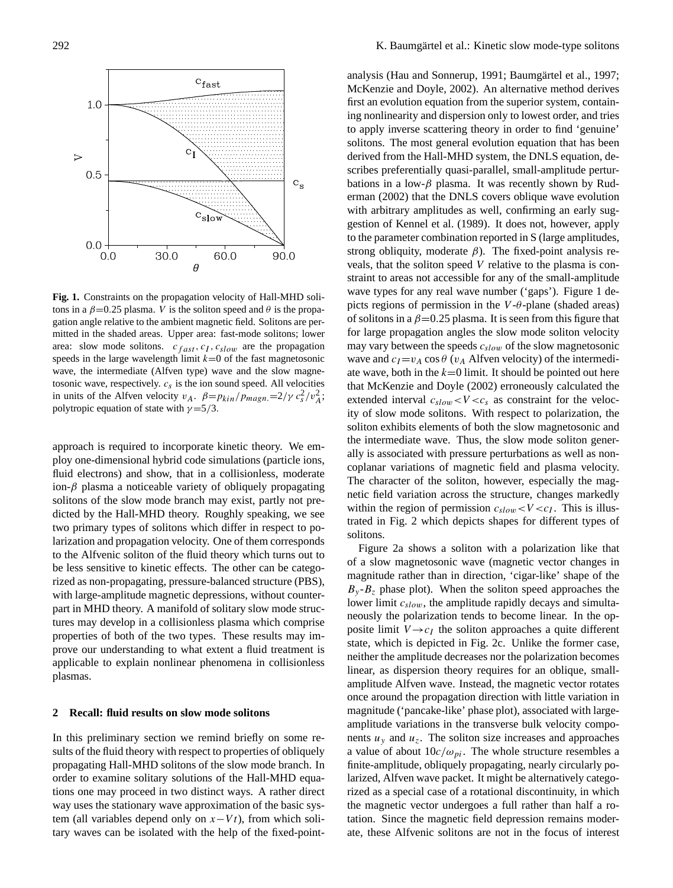**Fig. 1.** Constraints on the propagation velocity of Hall-MHD solitons in a $\beta$=0.25 plasma. $V$ is the soliton speed and $\theta$ is the propagation angle relative to the ambient magnetic field. Solitons are permitted in the shaded areas. Upper area: fast-mode solitons; lower area: slow mode solitons. $c_{fast}, c_I, c_{slow}$ are the propagation speeds in the large wavelength limit $k$=0 of the fast magnetosonic wave, the intermediate (Alfven type) wave and the slow magnetosonic wave, respectively. $c_s$ is the ion sound speed. All velocities in units of the Alfven velocity $v_A$. $\beta = p_{kin}/p_{magn.} = 2/\gamma\, c_s^2/v_A^2$; polytropic equation of state with $\gamma$=5/3.

approach is required to incorporate kinetic theory. We employ one-dimensional hybrid code simulations (particle ions, fluid electrons) and show, that in a collisionless, moderate ion-$\beta$ plasma a noticeable variety of obliquely propagating solitons of the slow mode branch may exist, partly not predicted by the Hall-MHD theory. Roughly speaking, we see two primary types of solitons which differ in respect to polarization and propagation velocity. One of them corresponds to the Alfvenic soliton of the fluid theory which turns out to be less sensitive to kinetic effects. The other can be categorized as non-propagating, pressure-balanced structure (PBS), with large-amplitude magnetic depressions, without counterpart in MHD theory. A manifold of solitary slow mode structures may develop in a collisionless plasma which comprise properties of both of the two types. These results may improve our understanding to what extent a fluid treatment is applicable to explain nonlinear phenomena in collisionless plasmas.

## 2 Recall: fluid results on slow mode solitons

In this preliminary section we remind briefly on some results of the fluid theory with respect to properties of obliquely propagating Hall-MHD solitons of the slow mode branch. In order to examine solitary solutions of the Hall-MHD equations one may proceed in two distinct ways. A rather direct way uses the stationary wave approximation of the basic system (all variables depend only on $x-Vt$), from which solitary waves can be isolated with the help of the fixed-point-analysis (Hau and Sonnerup, 1991; Baumgärtel et al., 1997; McKenzie and Doyle, 2002). An alternative method derives first an evolution equation from the superior system, containing nonlinearity and dispersion only to lowest order, and tries to apply inverse scattering theory in order to find 'genuine' solitons. The most general evolution equation that has been derived from the Hall-MHD system, the DNLS equation, describes preferentially quasi-parallel, small-amplitude perturbations in a low-$\beta$ plasma. It was recently shown by Ruderman (2002) that the DNLS covers oblique wave evolution with arbitrary amplitudes as well, confirming an early suggestion of Kennel et al. (1989). It does not, however, apply to the parameter combination reported in S (large amplitudes, strong obliquity, moderate $\beta$). The fixed-point analysis reveals, that the soliton speed $V$ relative to the plasma is constraint to areas not accessible for any of the small-amplitude wave types for any real wave number ('gaps'). Figure 1 depicts regions of permission in the $V$-$\theta$-plane (shaded areas) of solitons in a $\beta$=0.25 plasma. It is seen from this figure that for large propagation angles the slow mode soliton velocity may vary between the speeds $c_{slow}$ of the slow magnetosonic wave and $c_I = v_A \cos\theta$ ($v_A$ Alfven velocity) of the intermediate wave, both in the $k$=0 limit. It should be pointed out here that McKenzie and Doyle (2002) erroneously calculated the extended interval $c_{slow} < V < c_s$ as constraint for the velocity of slow mode solitons. With respect to polarization, the soliton exhibits elements of both the slow magnetosonic and the intermediate wave. Thus, the slow mode soliton generally is associated with pressure perturbations as well as noncoplanar variations of magnetic field and plasma velocity. The character of the soliton, however, especially the magnetic field variation across the structure, changes markedly within the region of permission $c_{slow} < V < c_I$. This is illustrated in Fig. 2 which depicts shapes for different types of solitons.

Figure 2a shows a soliton with a polarization like that of a slow magnetosonic wave (magnetic vector changes in magnitude rather than in direction, 'cigar-like' shape of the $B_y$-$B_z$ phase plot). When the soliton speed approaches the lower limit $c_{slow}$, the amplitude rapidly decays and simultaneously the polarization tends to become linear. In the opposite limit $V \rightarrow c_I$ the soliton approaches a quite different state, which is depicted in Fig. 2c. Unlike the former case, neither the amplitude decreases nor the polarization becomes linear, as dispersion theory requires for an oblique, small-amplitude Alfven wave. Instead, the magnetic vector rotates once around the propagation direction with little variation in magnitude ('pancake-like' phase plot), associated with large-amplitude variations in the transverse bulk velocity components $u_y$ and $u_z$. The soliton size increases and approaches a value of about $10c/\omega_{pi}$. The whole structure resembles a finite-amplitude, obliquely propagating, nearly circularly polarized, Alfven wave packet. It might be alternatively categorized as a special case of a rotational discontinuity, in which the magnetic vector undergoes a full rather than half a rotation. Since the magnetic field depression remains moderate, these Alfvenic solitons are not in the focus of interest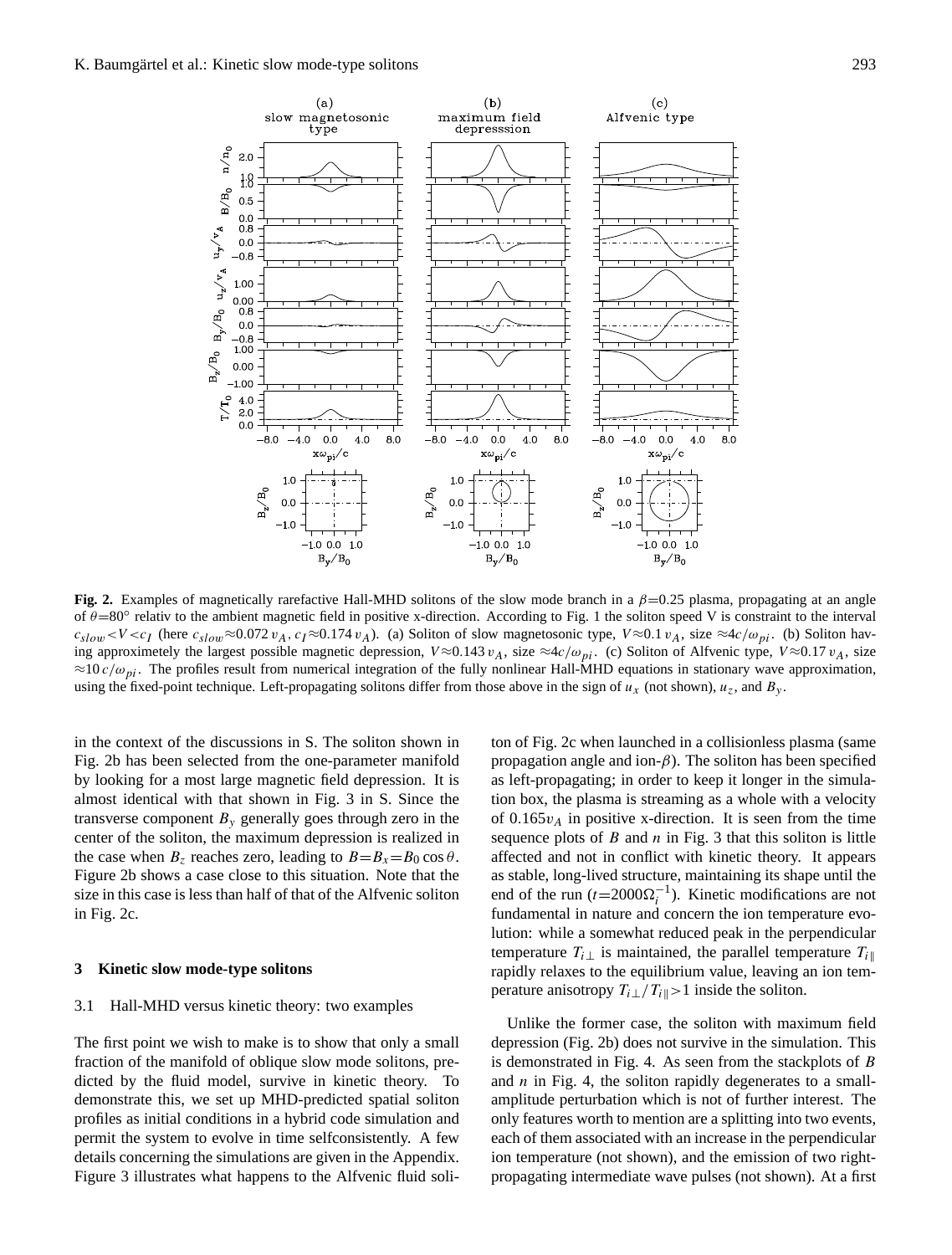**Fig. 2.** Examples of magnetically rarefactive Hall-MHD solitons of the slow mode branch in a $\beta$=0.25 plasma, propagating at an angle of $\theta$=80° relativ to the ambient magnetic field in positive x-direction. According to Fig. 1 the soliton speed V is constraint to the interval $c_{slow} < V < c_I$ (here $c_{slow} \approx 0.072\, v_A$, $c_I \approx 0.174\, v_A$). (a) Soliton of slow magnetosonic type, $V \approx 0.1\, v_A$, size $\approx 4c/\omega_{pi}$. (b) Soliton having approximetely the largest possible magnetic depression, $V \approx 0.143\, v_A$, size $\approx 4c/\omega_{pi}$. (c) Soliton of Alfvenic type, $V \approx 0.17\, v_A$, size $\approx 10\, c/\omega_{pi}$. The profiles result from numerical integration of the fully nonlinear Hall-MHD equations in stationary wave approximation, using the fixed-point technique. Left-propagating solitons differ from those above in the sign of $u_x$ (not shown), $u_z$, and $B_y$.

in the context of the discussions in S. The soliton shown in Fig. 2b has been selected from the one-parameter manifold by looking for a most large magnetic field depression. It is almost identical with that shown in Fig. 3 in S. Since the transverse component $B_y$ generally goes through zero in the center of the soliton, the maximum depression is realized in the case when $B_z$ reaches zero, leading to $B = B_x = B_0 \cos\theta$. Figure 2b shows a case close to this situation. Note that the size in this case is less than half of that of the Alfvenic soliton in Fig. 2c.

## 3 Kinetic slow mode-type solitons

### 3.1 Hall-MHD versus kinetic theory: two examples

The first point we wish to make is to show that only a small fraction of the manifold of oblique slow mode solitons, predicted by the fluid model, survive in kinetic theory. To demonstrate this, we set up MHD-predicted spatial soliton profiles as initial conditions in a hybrid code simulation and permit the system to evolve in time selfconsistently. A few details concerning the simulations are given in the Appendix. Figure 3 illustrates what happens to the Alfvenic fluid soliton of Fig. 2c when launched in a collisionless plasma (same propagation angle and ion-$\beta$). The soliton has been specified as left-propagating; in order to keep it longer in the simulation box, the plasma is streaming as a whole with a velocity of $0.165 v_A$ in positive x-direction. It is seen from the time sequence plots of $B$ and $n$ in Fig. 3 that this soliton is little affected and not in conflict with kinetic theory. It appears as stable, long-lived structure, maintaining its shape until the end of the run ($t$=2000$\Omega_i^{-1}$). Kinetic modifications are not fundamental in nature and concern the ion temperature evolution: while a somewhat reduced peak in the perpendicular temperature $T_{i\perp}$ is maintained, the parallel temperature $T_{i\parallel}$ rapidly relaxes to the equilibrium value, leaving an ion temperature anisotropy $T_{i\perp}/T_{i\parallel}>1$ inside the soliton.

Unlike the former case, the soliton with maximum field depression (Fig. 2b) does not survive in the simulation. This is demonstrated in Fig. 4. As seen from the stackplots of $B$ and $n$ in Fig. 4, the soliton rapidly degenerates to a small-amplitude perturbation which is not of further interest. The only features worth to mention are a splitting into two events, each of them associated with an increase in the perpendicular ion temperature (not shown), and the emission of two right-propagating intermediate wave pulses (not shown). At a first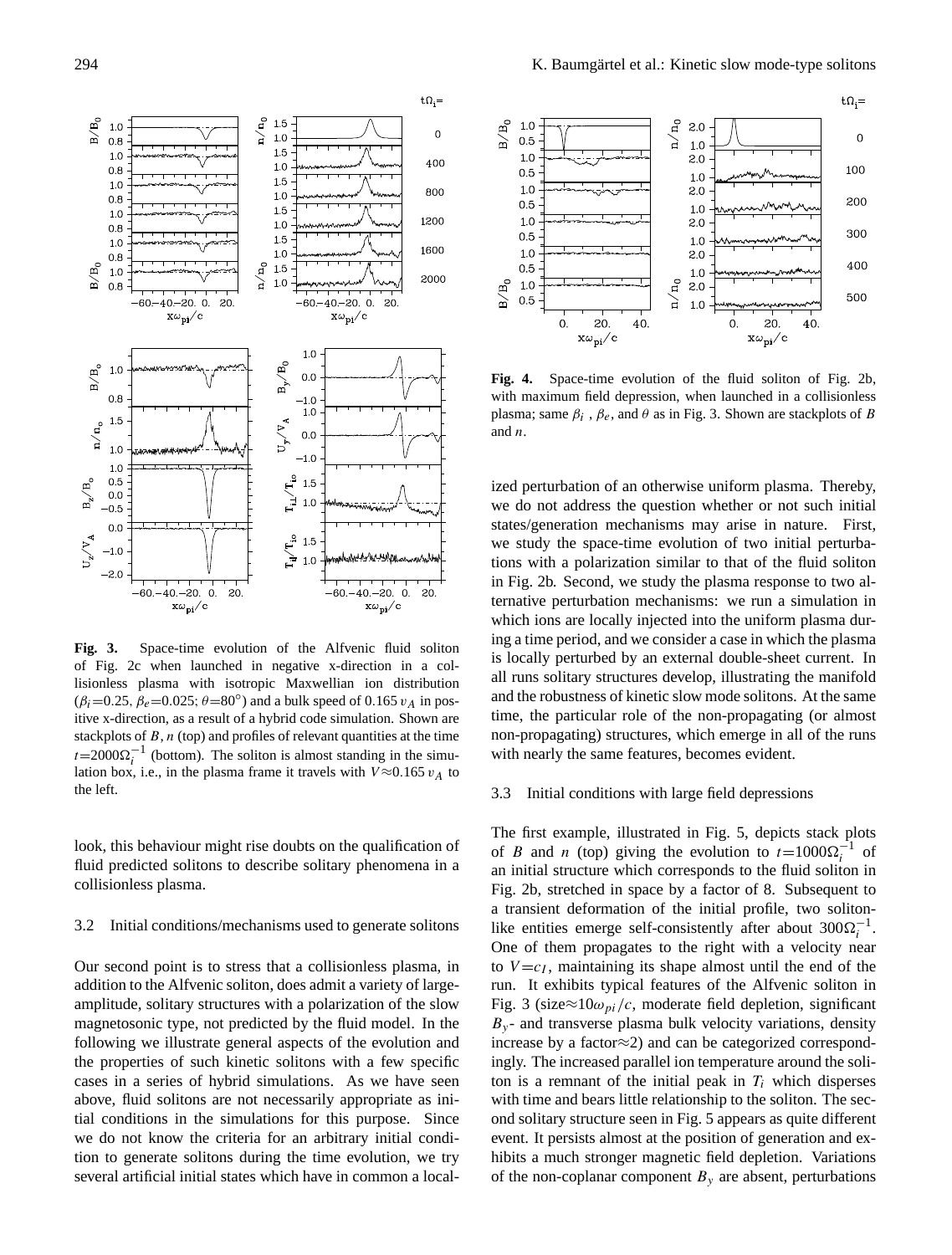**Fig. 3.** Space-time evolution of the Alfvenic fluid soliton of Fig. 2c when launched in negative x-direction in a collisionless plasma with isotropic Maxwellian ion distribution ($\beta_i$=0.25, $\beta_e$=0.025; $\theta$=80°) and a bulk speed of 0.165 $v_A$ in positive x-direction, as a result of a hybrid code simulation. Shown are stackplots of $B$, $n$ (top) and profiles of relevant quantities at the time $t$=2000$\Omega_i^{-1}$ (bottom). The soliton is almost standing in the simulation box, i.e., in the plasma frame it travels with $V \approx 0.165\, v_A$ to the left.

**Fig. 4.** Space-time evolution of the fluid soliton of Fig. 2b, with maximum field depression, when launched in a collisionless plasma; same $\beta_i$ , $\beta_e$, and $\theta$ as in Fig. 3. Shown are stackplots of $B$ and $n$.

look, this behaviour might rise doubts on the qualification of fluid predicted solitons to describe solitary phenomena in a collisionless plasma.

### 3.2 Initial conditions/mechanisms used to generate solitons

Our second point is to stress that a collisionless plasma, in addition to the Alfvenic soliton, does admit a variety of large-amplitude, solitary structures with a polarization of the slow magnetosonic type, not predicted by the fluid model. In the following we illustrate general aspects of the evolution and the properties of such kinetic solitons with a few specific cases in a series of hybrid simulations. As we have seen above, fluid solitons are not necessarily appropriate as initial conditions in the simulations for this purpose. Since we do not know the criteria for an arbitrary initial condition to generate solitons during the time evolution, we try several artificial initial states which have in common a localized perturbation of an otherwise uniform plasma. Thereby, we do not address the question whether or not such initial states/generation mechanisms may arise in nature. First, we study the space-time evolution of two initial perturbations with a polarization similar to that of the fluid soliton in Fig. 2b. Second, we study the plasma response to two alternative perturbation mechanisms: we run a simulation in which ions are locally injected into the uniform plasma during a time period, and we consider a case in which the plasma is locally perturbed by an external double-sheet current. In all runs solitary structures develop, illustrating the manifold and the robustness of kinetic slow mode solitons. At the same time, the particular role of the non-propagating (or almost non-propagating) structures, which emerge in all of the runs with nearly the same features, becomes evident.

### 3.3 Initial conditions with large field depressions

The first example, illustrated in Fig. 5, depicts stack plots of $B$ and $n$ (top) giving the evolution to $t$=1000$\Omega_i^{-1}$ of an initial structure which corresponds to the fluid soliton in Fig. 2b, stretched in space by a factor of 8. Subsequent to a transient deformation of the initial profile, two soliton-like entities emerge self-consistently after about 300$\Omega_i^{-1}$. One of them propagates to the right with a velocity near to $V$=$c_I$, maintaining its shape almost until the end of the run. It exhibits typical features of the Alfvenic soliton in Fig. 3 (size≈10$\omega_{pi}/c$, moderate field depletion, significant $B_y$- and transverse plasma bulk velocity variations, density increase by a factor≈2) and can be categorized correspondingly. The increased parallel ion temperature around the soliton is a remnant of the initial peak in $T_i$ which disperses with time and bears little relationship to the soliton. The second solitary structure seen in Fig. 5 appears as quite different event. It persists almost at the position of generation and exhibits a much stronger magnetic field depletion. Variations of the non-coplanar component $B_y$ are absent, perturbations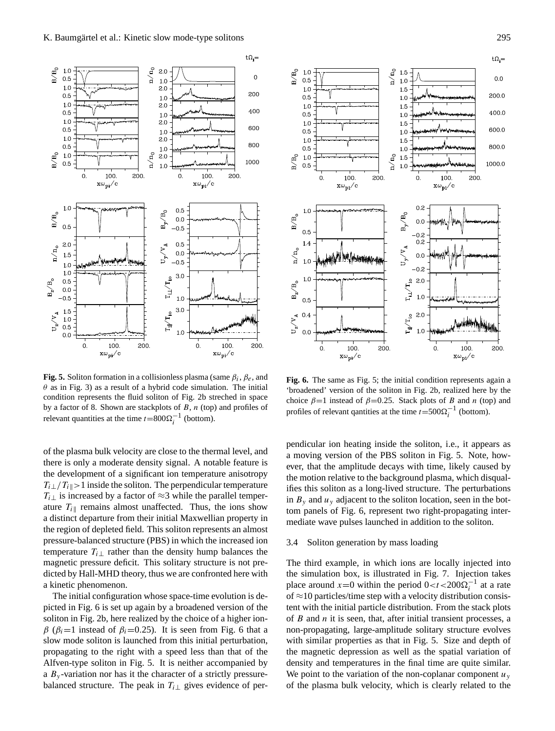**Fig. 5.** Soliton formation in a collisionless plasma (same $\beta_i$, $\beta_e$, and $\theta$ as in Fig. 3) as a result of a hybrid code simulation. The initial condition represents the fluid soliton of Fig. 2b streched in space by a factor of 8. Shown are stackplots of $B$, $n$ (top) and profiles of relevant quantities at the time $t=800\Omega_i^{-1}$ (bottom).

**Fig. 6.** The same as Fig. 5; the initial condition represents again a 'broadened' version of the soliton in Fig. 2b, realized here by the choice $\beta=1$ instead of $\beta=0.25$. Stack plots of $B$ and $n$ (top) and profiles of relevant qantities at the time $t=500\Omega_i^{-1}$ (bottom).

of the plasma bulk velocity are close to the thermal level, and there is only a moderate density signal. A notable feature is the development of a significant ion temperature anisotropy $T_{i\perp}/T_{i\parallel}>1$ inside the soliton. The perpendicular temperature $T_{i\perp}$ is increased by a factor of $\approx 3$ while the parallel temperature $T_{i\parallel}$ remains almost unaffected. Thus, the ions show a distinct departure from their initial Maxwellian property in the region of depleted field. This soliton represents an almost pressure-balanced structure (PBS) in which the increased ion temperature $T_{i\perp}$ rather than the density hump balances the magnetic pressure deficit. This solitary structure is not predicted by Hall-MHD theory, thus we are confronted here with a kinetic phenomenon.

The initial configuration whose space-time evolution is depicted in Fig. 6 is set up again by a broadened version of the soliton in Fig. 2b, here realized by the choice of a higher ion-$\beta$ ($\beta_i=1$ instead of $\beta_i=0.25$). It is seen from Fig. 6 that a slow mode soliton is launched from this initial perturbation, propagating to the right with a speed less than that of the Alfven-type soliton in Fig. 5. It is neither accompanied by a $B_y$-variation nor has it the character of a strictly pressure-balanced structure. The peak in $T_{i\perp}$ gives evidence of perpendicular ion heating inside the soliton, i.e., it appears as a moving version of the PBS soliton in Fig. 5. Note, however, that the amplitude decays with time, likely caused by the motion relative to the background plasma, which disqualifies this soliton as a long-lived structure. The perturbations in $B_y$ and $u_y$ adjacent to the soliton location, seen in the bottom panels of Fig. 6, represent two right-propagating intermediate wave pulses launched in addition to the soliton.

### 3.4 Soliton generation by mass loading

The third example, in which ions are locally injected into the simulation box, is illustrated in Fig. 7. Injection takes place around $x=0$ within the period $0<t<200\Omega_i^{-1}$ at a rate of $\approx 10$ particles/time step with a velocity distribution consistent with the initial particle distribution. From the stack plots of $B$ and $n$ it is seen, that, after initial transient processes, a non-propagating, large-amplitude solitary structure evolves with similar properties as that in Fig. 5. Size and depth of the magnetic depression as well as the spatial variation of density and temperatures in the final time are quite similar. We point to the variation of the non-coplanar component $u_y$ of the plasma bulk velocity, which is clearly related to the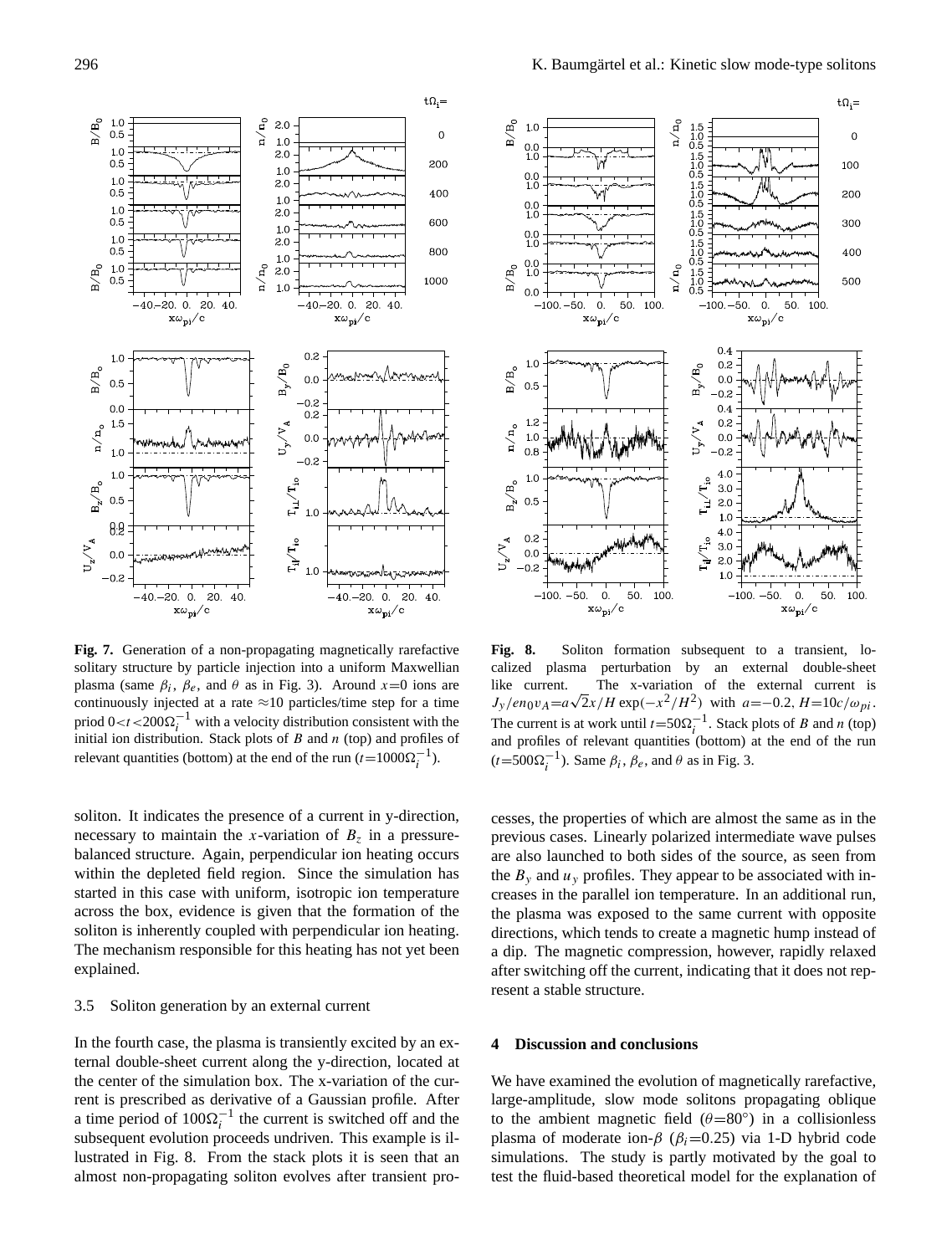**Fig. 7.** Generation of a non-propagating magnetically rarefactive solitary structure by particle injection into a uniform Maxwellian plasma (same $\beta_i$, $\beta_e$, and $\theta$ as in Fig. 3). Around $x$=0 ions are continuously injected at a rate ≈10 particles/time step for a time priod $0<t<200\Omega_i^{-1}$ with a velocity distribution consistent with the initial ion distribution. Stack plots of $B$ and $n$ (top) and profiles of relevant quantities (bottom) at the end of the run ($t$=1000$\Omega_i^{-1}$).

**Fig. 8.** Soliton formation subsequent to a transient, localized plasma perturbation by an external double-sheet like current. The x-variation of the external current is $J_y/en_0v_A=a\sqrt{2}x/H \exp(-x^2/H^2)$ with $a$=−0.2, $H$=10$c/\omega_{pi}$. The current is at work until $t$=50$\Omega_i^{-1}$. Stack plots of $B$ and $n$ (top) and profiles of relevant quantities (bottom) at the end of the run ($t$=500$\Omega_i^{-1}$). Same $\beta_i$, $\beta_e$, and $\theta$ as in Fig. 3.

soliton. It indicates the presence of a current in y-direction, necessary to maintain the $x$-variation of $B_z$ in a pressure-balanced structure. Again, perpendicular ion heating occurs within the depleted field region. Since the simulation has started in this case with uniform, isotropic ion temperature across the box, evidence is given that the formation of the soliton is inherently coupled with perpendicular ion heating. The mechanism responsible for this heating has not yet been explained.

### 3.5 Soliton generation by an external current

In the fourth case, the plasma is transiently excited by an external double-sheet current along the y-direction, located at the center of the simulation box. The x-variation of the current is prescribed as derivative of a Gaussian profile. After a time period of $100\Omega_i^{-1}$ the current is switched off and the subsequent evolution proceeds undriven. This example is illustrated in Fig. 8. From the stack plots it is seen that an almost non-propagating soliton evolves after transient processes, the properties of which are almost the same as in the previous cases. Linearly polarized intermediate wave pulses are also launched to both sides of the source, as seen from the $B_y$ and $u_y$ profiles. They appear to be associated with increases in the parallel ion temperature. In an additional run, the plasma was exposed to the same current with opposite directions, which tends to create a magnetic hump instead of a dip. The magnetic compression, however, rapidly relaxed after switching off the current, indicating that it does not represent a stable structure.

## 4 Discussion and conclusions

We have examined the evolution of magnetically rarefactive, large-amplitude, slow mode solitons propagating oblique to the ambient magnetic field ($\theta$=80°) in a collisionless plasma of moderate ion-$\beta$ ($\beta_i$=0.25) via 1-D hybrid code simulations. The study is partly motivated by the goal to test the fluid-based theoretical model for the explanation of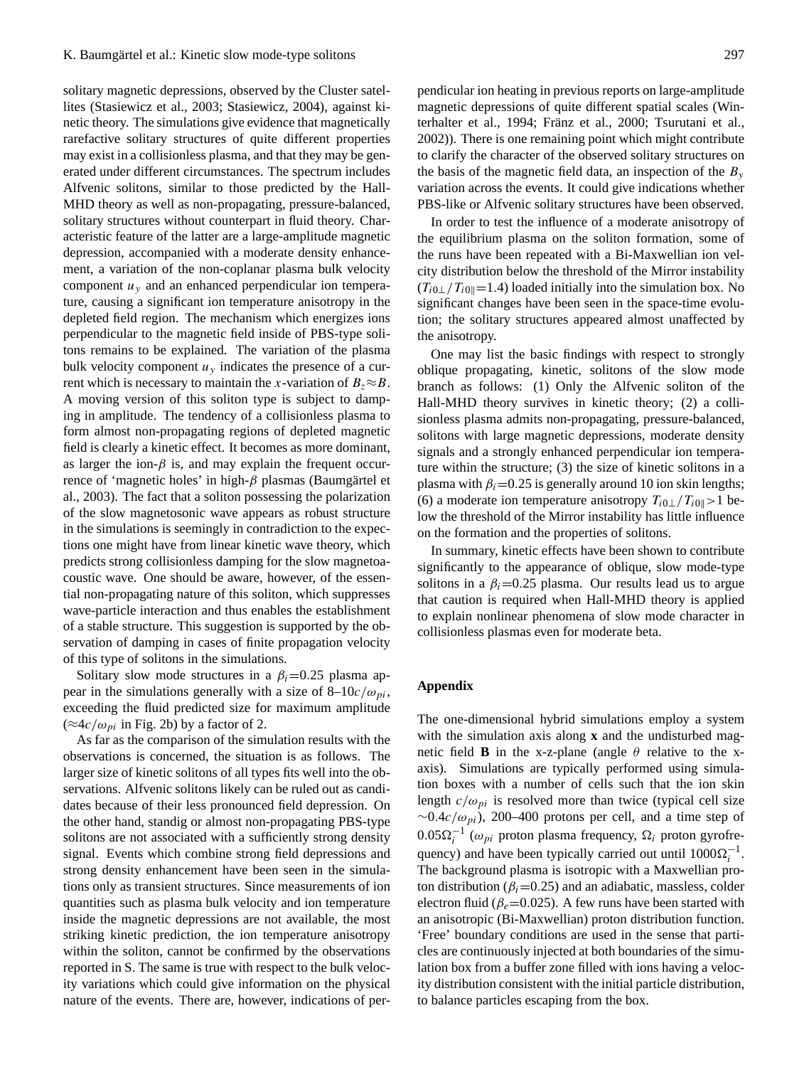solitary magnetic depressions, observed by the Cluster satellites (Stasiewicz et al., 2003; Stasiewicz, 2004), against kinetic theory. The simulations give evidence that magnetically rarefactive solitary structures of quite different properties may exist in a collisionless plasma, and that they may be generated under different circumstances. The spectrum includes Alfvenic solitons, similar to those predicted by the Hall-MHD theory as well as non-propagating, pressure-balanced, solitary structures without counterpart in fluid theory. Characteristic feature of the latter are a large-amplitude magnetic depression, accompanied with a moderate density enhancement, a variation of the non-coplanar plasma bulk velocity component $u_y$ and an enhanced perpendicular ion temperature, causing a significant ion temperature anisotropy in the depleted field region. The mechanism which energizes ions perpendicular to the magnetic field inside of PBS-type solitons remains to be explained. The variation of the plasma bulk velocity component $u_y$ indicates the presence of a current which is necessary to maintain the $x$-variation of $B_z \approx B$. A moving version of this soliton type is subject to damping in amplitude. The tendency of a collisionless plasma to form almost non-propagating regions of depleted magnetic field is clearly a kinetic effect. It becomes as more dominant, as larger the ion-$\beta$ is, and may explain the frequent occurrence of 'magnetic holes' in high-$\beta$ plasmas (Baumgärtel et al., 2003). The fact that a soliton possessing the polarization of the slow magnetosonic wave appears as robust structure in the simulations is seemingly in contradiction to the expections one might have from linear kinetic wave theory, which predicts strong collisionless damping for the slow magnetoacoustic wave. One should be aware, however, of the essential non-propagating nature of this soliton, which suppresses wave-particle interaction and thus enables the establishment of a stable structure. This suggestion is supported by the observation of damping in cases of finite propagation velocity of this type of solitons in the simulations.

Solitary slow mode structures in a $\beta_i$=0.25 plasma appear in the simulations generally with a size of 8–10$c/\omega_{pi}$, exceeding the fluid predicted size for maximum amplitude ($\approx 4c/\omega_{pi}$ in Fig. 2b) by a factor of 2.

As far as the comparison of the simulation results with the observations is concerned, the situation is as follows. The larger size of kinetic solitons of all types fits well into the observations. Alfvenic solitons likely can be ruled out as candidates because of their less pronounced field depression. On the other hand, standig or almost non-propagating PBS-type solitons are not associated with a sufficiently strong density signal. Events which combine strong field depressions and strong density enhancement have been seen in the simulations only as transient structures. Since measurements of ion quantities such as plasma bulk velocity and ion temperature inside the magnetic depressions are not available, the most striking kinetic prediction, the ion temperature anisotropy within the soliton, cannot be confirmed by the observations reported in S. The same is true with respect to the bulk velocity variations which could give information on the physical nature of the events. There are, however, indications of perpendicular ion heating in previous reports on large-amplitude magnetic depressions of quite different spatial scales (Winterhalter et al., 1994; Fränz et al., 2000; Tsurutani et al., 2002)). There is one remaining point which might contribute to clarify the character of the observed solitary structures on the basis of the magnetic field data, an inspection of the $B_y$ variation across the events. It could give indications whether PBS-like or Alfvenic solitary structures have been observed.

In order to test the influence of a moderate anisotropy of the equilibrium plasma on the soliton formation, some of the runs have been repeated with a Bi-Maxwellian ion velcity distribution below the threshold of the Mirror instability ($T_{i0\perp}/T_{i0\|}$=1.4) loaded initially into the simulation box. No significant changes have been seen in the space-time evolution; the solitary structures appeared almost unaffected by the anisotropy.

One may list the basic findings with respect to strongly oblique propagating, kinetic, solitons of the slow mode branch as follows: (1) Only the Alfvenic soliton of the Hall-MHD theory survives in kinetic theory; (2) a collisionless plasma admits non-propagating, pressure-balanced, solitons with large magnetic depressions, moderate density signals and a strongly enhanced perpendicular ion temperature within the structure; (3) the size of kinetic solitons in a plasma with $\beta_i$=0.25 is generally around 10 ion skin lengths; (6) a moderate ion temperature anisotropy $T_{i0\perp}/T_{i0\|}>1$ below the threshold of the Mirror instability has little influence on the formation and the properties of solitons.

In summary, kinetic effects have been shown to contribute significantly to the appearance of oblique, slow mode-type solitons in a $\beta_i$=0.25 plasma. Our results lead us to argue that caution is required when Hall-MHD theory is applied to explain nonlinear phenomena of slow mode character in collisionless plasmas even for moderate beta.

## Appendix

The one-dimensional hybrid simulations employ a system with the simulation axis along **x** and the undisturbed magnetic field **B** in the x-z-plane (angle $\theta$ relative to the x-axis). Simulations are typically performed using simulation boxes with a number of cells such that the ion skin length $c/\omega_{pi}$ is resolved more than twice (typical cell size $\sim 0.4c/\omega_{pi}$), 200–400 protons per cell, and a time step of $0.05\Omega_i^{-1}$ ($\omega_{pi}$ proton plasma frequency, $\Omega_i$ proton gyrofrequency) and have been typically carried out until $1000\Omega_i^{-1}$. The background plasma is isotropic with a Maxwellian proton distribution ($\beta_i$=0.25) and an adiabatic, massless, colder electron fluid ($\beta_e$=0.025). A few runs have been started with an anisotropic (Bi-Maxwellian) proton distribution function. 'Free' boundary conditions are used in the sense that particles are continuously injected at both boundaries of the simulation box from a buffer zone filled with ions having a velocity distribution consistent with the initial particle distribution, to balance particles escaping from the box.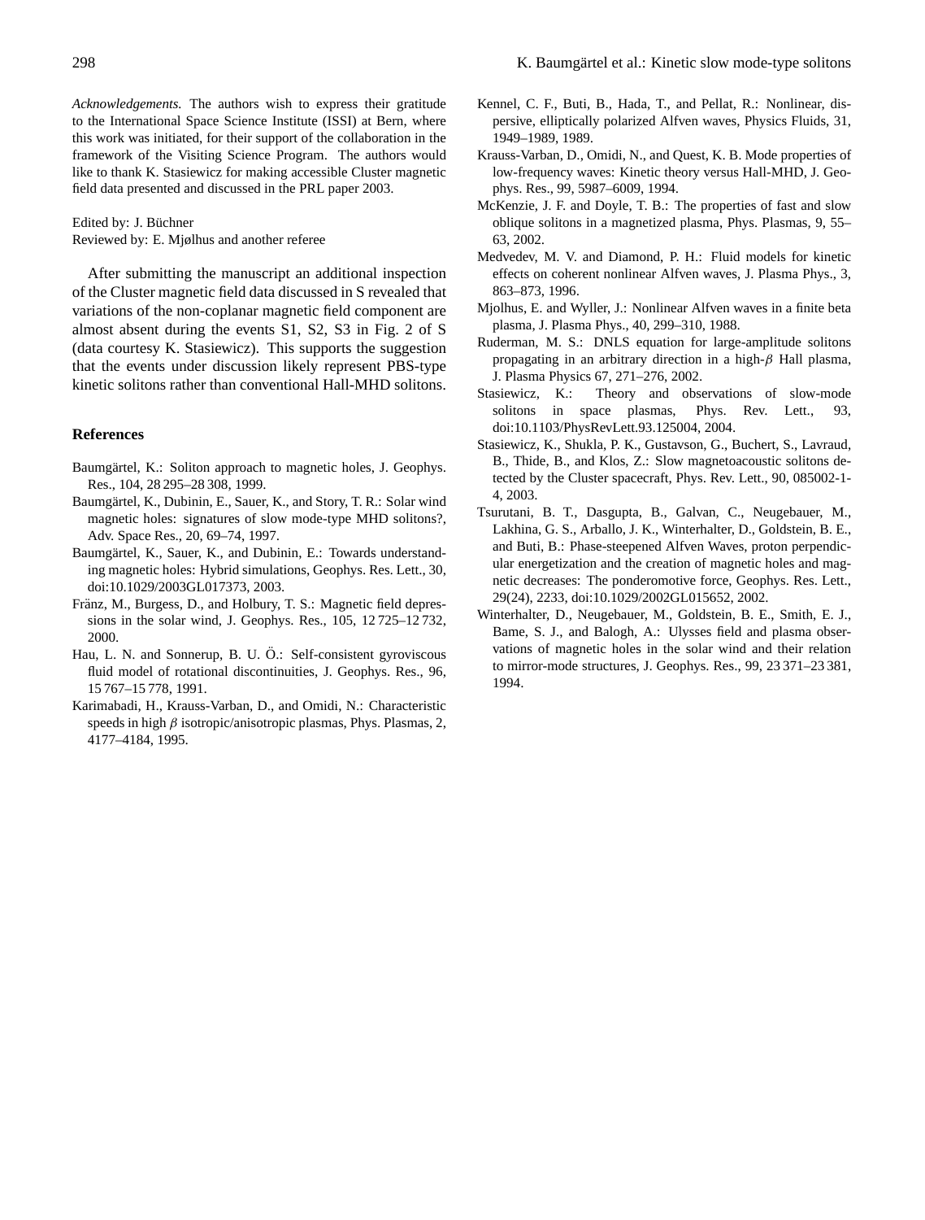*Acknowledgements.* The authors wish to express their gratitude to the International Space Science Institute (ISSI) at Bern, where this work was initiated, for their support of the collaboration in the framework of the Visiting Science Program. The authors would like to thank K. Stasiewicz for making accessible Cluster magnetic field data presented and discussed in the PRL paper 2003.

Edited by: J. Büchner
Reviewed by: E. Mjølhus and another referee

After submitting the manuscript an additional inspection of the Cluster magnetic field data discussed in S revealed that variations of the non-coplanar magnetic field component are almost absent during the events S1, S2, S3 in Fig. 2 of S (data courtesy K. Stasiewicz). This supports the suggestion that the events under discussion likely represent PBS-type kinetic solitons rather than conventional Hall-MHD solitons.

## References

Baumgärtel, K.: Soliton approach to magnetic holes, J. Geophys. Res., 104, 28 295–28 308, 1999.

Baumgärtel, K., Dubinin, E., Sauer, K., and Story, T. R.: Solar wind magnetic holes: signatures of slow mode-type MHD solitons?, Adv. Space Res., 20, 69–74, 1997.

Baumgärtel, K., Sauer, K., and Dubinin, E.: Towards understanding magnetic holes: Hybrid simulations, Geophys. Res. Lett., 30, doi:10.1029/2003GL017373, 2003.

Fränz, M., Burgess, D., and Holbury, T. S.: Magnetic field depressions in the solar wind, J. Geophys. Res., 105, 12 725–12 732, 2000.

Hau, L. N. and Sonnerup, B. U. Ö.: Self-consistent gyroviscous fluid model of rotational discontinuities, J. Geophys. Res., 96, 15 767–15 778, 1991.

Karimabadi, H., Krauss-Varban, D., and Omidi, N.: Characteristic speeds in high $\beta$ isotropic/anisotropic plasmas, Phys. Plasmas, 2, 4177–4184, 1995.

Kennel, C. F., Buti, B., Hada, T., and Pellat, R.: Nonlinear, dispersive, elliptically polarized Alfven waves, Physics Fluids, 31, 1949–1989, 1989.

Krauss-Varban, D., Omidi, N., and Quest, K. B. Mode properties of low-frequency waves: Kinetic theory versus Hall-MHD, J. Geophys. Res., 99, 5987–6009, 1994.

McKenzie, J. F. and Doyle, T. B.: The properties of fast and slow oblique solitons in a magnetized plasma, Phys. Plasmas, 9, 55–63, 2002.

Medvedev, M. V. and Diamond, P. H.: Fluid models for kinetic effects on coherent nonlinear Alfven waves, J. Plasma Phys., 3, 863–873, 1996.

Mjolhus, E. and Wyller, J.: Nonlinear Alfven waves in a finite beta plasma, J. Plasma Phys., 40, 299–310, 1988.

Ruderman, M. S.: DNLS equation for large-amplitude solitons propagating in an arbitrary direction in a high-$\beta$ Hall plasma, J. Plasma Physics 67, 271–276, 2002.

Stasiewicz, K.: Theory and observations of slow-mode solitons in space plasmas, Phys. Rev. Lett., 93, doi:10.1103/PhysRevLett.93.125004, 2004.

Stasiewicz, K., Shukla, P. K., Gustavson, G., Buchert, S., Lavraud, B., Thide, B., and Klos, Z.: Slow magnetoacoustic solitons detected by the Cluster spacecraft, Phys. Rev. Lett., 90, 085002-1-4, 2003.

Tsurutani, B. T., Dasgupta, B., Galvan, C., Neugebauer, M., Lakhina, G. S., Arballo, J. K., Winterhalter, D., Goldstein, B. E., and Buti, B.: Phase-steepened Alfven Waves, proton perpendicular energetization and the creation of magnetic holes and magnetic decreases: The ponderomotive force, Geophys. Res. Lett., 29(24), 2233, doi:10.1029/2002GL015652, 2002.

Winterhalter, D., Neugebauer, M., Goldstein, B. E., Smith, E. J., Bame, S. J., and Balogh, A.: Ulysses field and plasma observations of magnetic holes in the solar wind and their relation to mirror-mode structures, J. Geophys. Res., 99, 23 371–23 381, 1994.